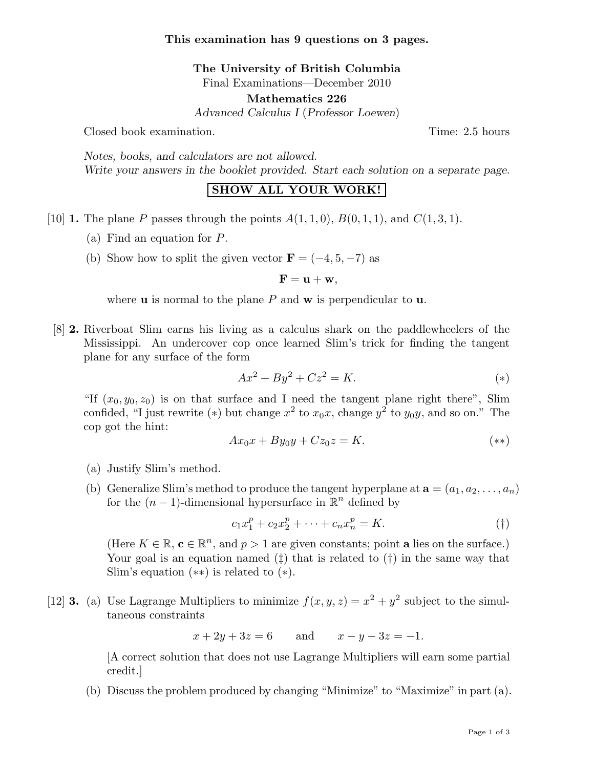**This examination has 9 questions on 3 pages.**

**The University of British Columbia**

Final Examinations—December 2010

**Mathematics 226**

*Advanced Calculus I (Professor Loewen)*

Closed book examination. Time: 2.5 hours

*Notes, books, and calculators are not allowed.*
*Write your answers in the booklet provided. Start each solution on a separate page.*

**SHOW ALL YOUR WORK!**

[10] **1.** The plane $P$ passes through the points $A(1, 1, 0)$, $B(0, 1, 1)$, and $C(1, 3, 1)$.

(a) Find an equation for $P$.

(b) Show how to split the given vector $\mathbf{F} = (-4, 5, -7)$ as

$$\mathbf{F} = \mathbf{u} + \mathbf{w},$$

where $\mathbf{u}$ is normal to the plane $P$ and $\mathbf{w}$ is perpendicular to $\mathbf{u}$.

[8] **2.** Riverboat Slim earns his living as a calculus shark on the paddlewheelers of the Mississippi. An undercover cop once learned Slim's trick for finding the tangent plane for any surface of the form

$$Ax^2 + By^2 + Cz^2 = K. \qquad (*)$$

"If $(x_0, y_0, z_0)$ is on that surface and I need the tangent plane right there", Slim confided, "I just rewrite $(*)$ but change $x^2$ to $x_0x$, change $y^2$ to $y_0y$, and so on." The cop got the hint:

$$Ax_0x + By_0y + Cz_0z = K. \qquad (**)$$

(a) Justify Slim's method.

(b) Generalize Slim's method to produce the tangent hyperplane at $\mathbf{a} = (a_1, a_2, \ldots, a_n)$ for the $(n-1)$-dimensional hypersurface in $\mathbb{R}^n$ defined by

$$c_1x_1^p + c_2x_2^p + \cdots + c_nx_n^p = K. \qquad (\dagger)$$

(Here $K \in \mathbb{R}$, $\mathbf{c} \in \mathbb{R}^n$, and $p > 1$ are given constants; point $\mathbf{a}$ lies on the surface.) Your goal is an equation named $(\ddagger)$ that is related to $(\dagger)$ in the same way that Slim's equation $(**)$ is related to $(*)$.

[12] **3.** (a) Use Lagrange Multipliers to minimize $f(x, y, z) = x^2 + y^2$ subject to the simultaneous constraints

$$x + 2y + 3z = 6 \qquad \text{and} \qquad x - y - 3z = -1.$$

[A correct solution that does not use Lagrange Multipliers will earn some partial credit.]

(b) Discuss the problem produced by changing "Minimize" to "Maximize" in part (a).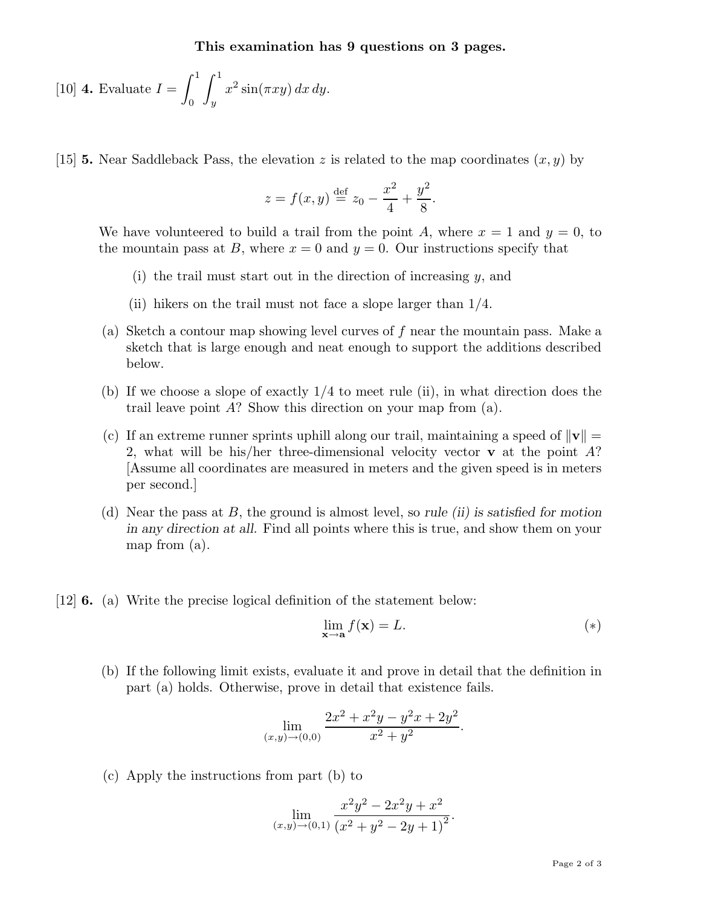**This examination has 9 questions on 3 pages.**

[10] **4.** Evaluate $I = \displaystyle\int_0^1 \int_y^1 x^2 \sin(\pi x y)\, dx\, dy$.

[15] **5.** Near Saddleback Pass, the elevation $z$ is related to the map coordinates $(x, y)$ by

$$z = f(x,y) \stackrel{\text{def}}{=} z_0 - \frac{x^2}{4} + \frac{y^2}{8}.$$

We have volunteered to build a trail from the point $A$, where $x = 1$ and $y = 0$, to the mountain pass at $B$, where $x = 0$ and $y = 0$. Our instructions specify that

(i) the trail must start out in the direction of increasing $y$, and

(ii) hikers on the trail must not face a slope larger than $1/4$.

(a) Sketch a contour map showing level curves of $f$ near the mountain pass. Make a sketch that is large enough and neat enough to support the additions described below.

(b) If we choose a slope of exactly $1/4$ to meet rule (ii), in what direction does the trail leave point $A$? Show this direction on your map from (a).

(c) If an extreme runner sprints uphill along our trail, maintaining a speed of $\|\mathbf{v}\| = 2$, what will be his/her three-dimensional velocity vector $\mathbf{v}$ at the point $A$? [Assume all coordinates are measured in meters and the given speed is in meters per second.]

(d) Near the pass at $B$, the ground is almost level, so *rule (ii) is satisfied for motion in any direction at all.* Find all points where this is true, and show them on your map from (a).

[12] **6.** (a) Write the precise logical definition of the statement below:

$$\lim_{\mathbf{x} \to \mathbf{a}} f(\mathbf{x}) = L. \qquad (*)$$

(b) If the following limit exists, evaluate it and prove in detail that the definition in part (a) holds. Otherwise, prove in detail that existence fails.

$$\lim_{(x,y)\to(0,0)} \frac{2x^2 + x^2 y - y^2 x + 2y^2}{x^2 + y^2}.$$

(c) Apply the instructions from part (b) to

$$\lim_{(x,y)\to(0,1)} \frac{x^2 y^2 - 2x^2 y + x^2}{\left(x^2 + y^2 - 2y + 1\right)^2}.$$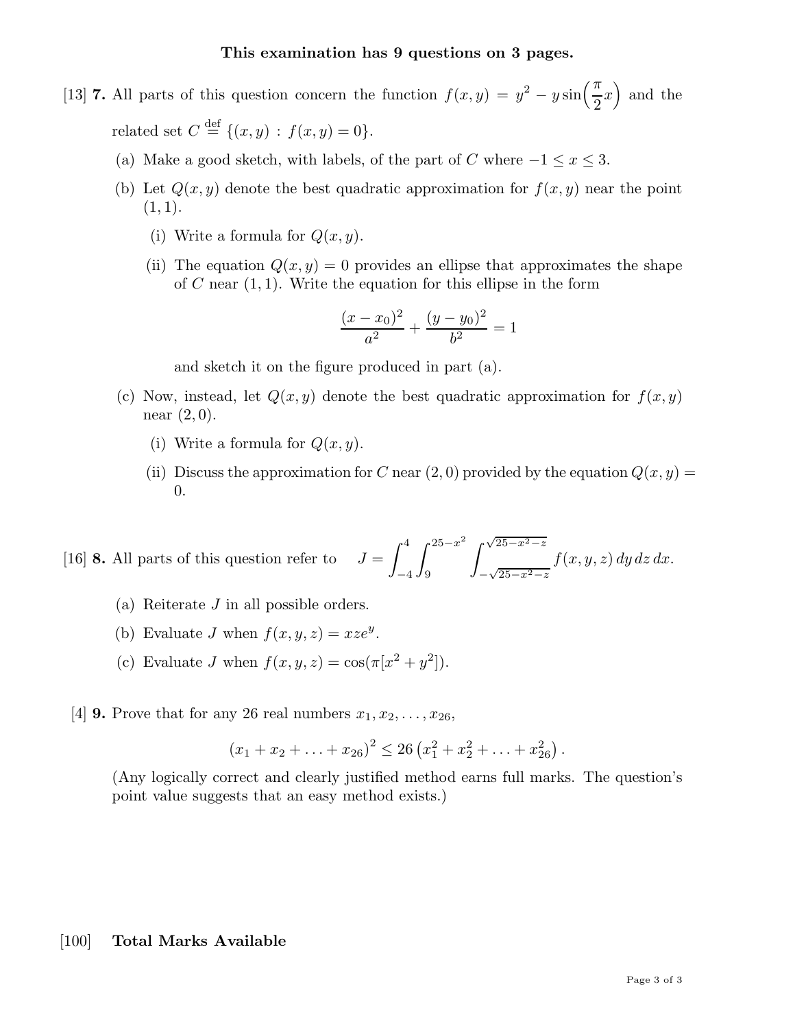**This examination has 9 questions on 3 pages.**

[13] **7.** All parts of this question concern the function $f(x,y) = y^2 - y\sin\!\left(\frac{\pi}{2}x\right)$ and the related set $C \stackrel{\text{def}}{=} \{(x,y) : f(x,y) = 0\}$.

(a) Make a good sketch, with labels, of the part of $C$ where $-1 \leq x \leq 3$.

(b) Let $Q(x,y)$ denote the best quadratic approximation for $f(x,y)$ near the point $(1,1)$.

(i) Write a formula for $Q(x,y)$.

(ii) The equation $Q(x,y) = 0$ provides an ellipse that approximates the shape of $C$ near $(1,1)$. Write the equation for this ellipse in the form

$$\frac{(x-x_0)^2}{a^2} + \frac{(y-y_0)^2}{b^2} = 1$$

and sketch it on the figure produced in part (a).

(c) Now, instead, let $Q(x,y)$ denote the best quadratic approximation for $f(x,y)$ near $(2,0)$.

(i) Write a formula for $Q(x,y)$.

(ii) Discuss the approximation for $C$ near $(2,0)$ provided by the equation $Q(x,y) = 0$.

[16] **8.** All parts of this question refer to $\quad J = \displaystyle\int_{-4}^{4}\int_{9}^{25-x^2}\int_{-\sqrt{25-x^2-z}}^{\sqrt{25-x^2-z}} f(x,y,z)\,dy\,dz\,dx.$

(a) Reiterate $J$ in all possible orders.

(b) Evaluate $J$ when $f(x,y,z) = xze^y$.

(c) Evaluate $J$ when $f(x,y,z) = \cos(\pi[x^2+y^2])$.

[4] **9.** Prove that for any 26 real numbers $x_1, x_2, \ldots, x_{26}$,

$$(x_1 + x_2 + \ldots + x_{26})^2 \leq 26\left(x_1^2 + x_2^2 + \ldots + x_{26}^2\right).$$

(Any logically correct and clearly justified method earns full marks. The question's point value suggests that an easy method exists.)

[100] **Total Marks Available**